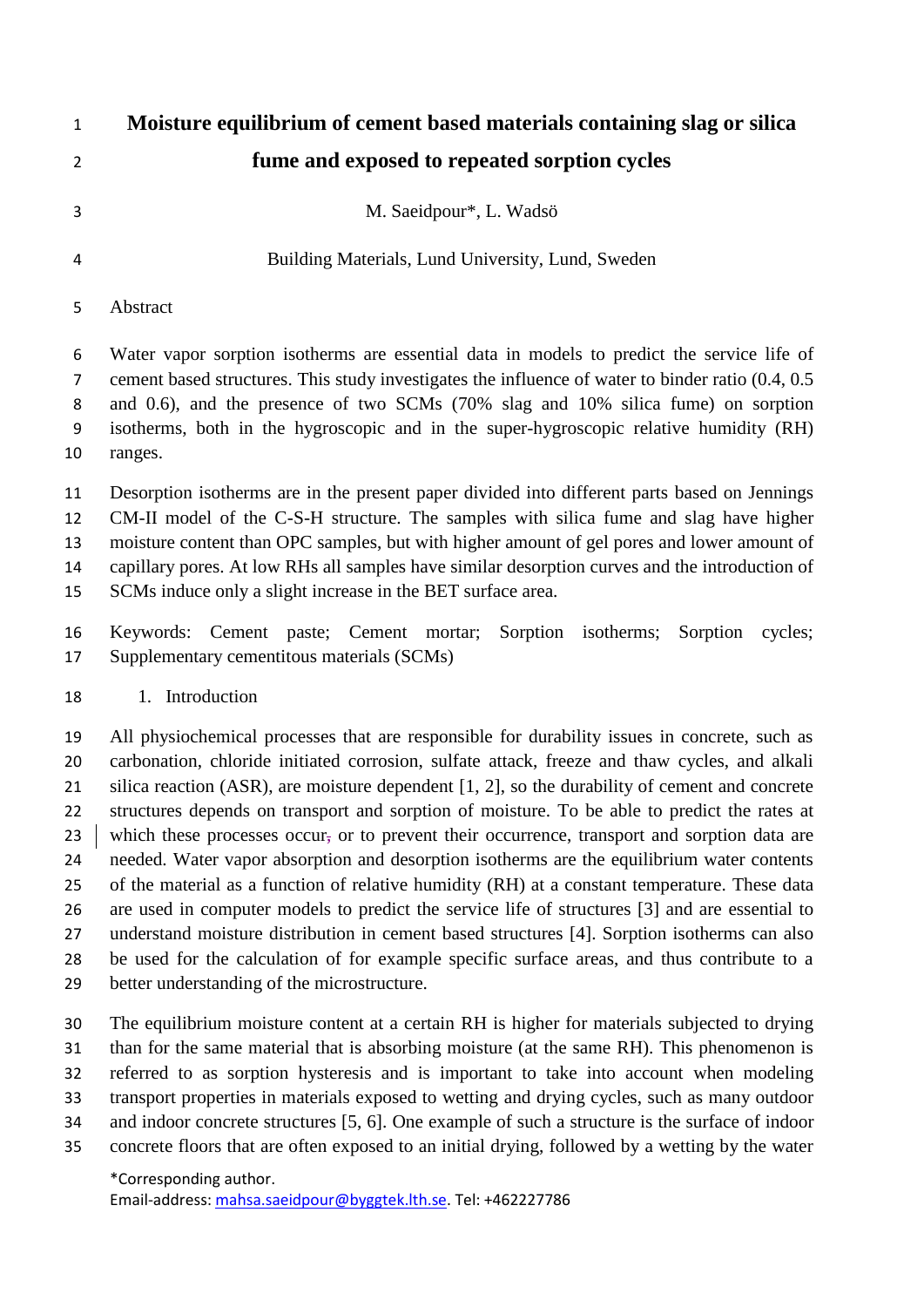# Moisture equilibrium of cement based materials containing slag or silica fume and exposed to repeated sorption cycles

M. Saeidpour*, L. Wadsö

Building Materials, Lund University, Lund, Sweden

## Abstract

Water vapor sorption isotherms are essential data in models to predict the service life of cement based structures. This study investigates the influence of water to binder ratio (0.4, 0.5 and 0.6), and the presence of two SCMs (70% slag and 10% silica fume) on sorption isotherms, both in the hygroscopic and in the super-hygroscopic relative humidity (RH) ranges.

Desorption isotherms are in the present paper divided into different parts based on Jennings CM-II model of the C-S-H structure. The samples with silica fume and slag have higher moisture content than OPC samples, but with higher amount of gel pores and lower amount of capillary pores. At low RHs all samples have similar desorption curves and the introduction of SCMs induce only a slight increase in the BET surface area.

Keywords: Cement paste; Cement mortar; Sorption isotherms; Sorption cycles; Supplementary cementitous materials (SCMs)

## 1. Introduction

All physiochemical processes that are responsible for durability issues in concrete, such as carbonation, chloride initiated corrosion, sulfate attack, freeze and thaw cycles, and alkali silica reaction (ASR), are moisture dependent [1, 2], so the durability of cement and concrete structures depends on transport and sorption of moisture. To be able to predict the rates at which these processes occur, or to prevent their occurrence, transport and sorption data are needed. Water vapor absorption and desorption isotherms are the equilibrium water contents of the material as a function of relative humidity (RH) at a constant temperature. These data are used in computer models to predict the service life of structures [3] and are essential to understand moisture distribution in cement based structures [4]. Sorption isotherms can also be used for the calculation of for example specific surface areas, and thus contribute to a better understanding of the microstructure.

The equilibrium moisture content at a certain RH is higher for materials subjected to drying than for the same material that is absorbing moisture (at the same RH). This phenomenon is referred to as sorption hysteresis and is important to take into account when modeling transport properties in materials exposed to wetting and drying cycles, such as many outdoor and indoor concrete structures [5, 6]. One example of such a structure is the surface of indoor concrete floors that are often exposed to an initial drying, followed by a wetting by the water

*Corresponding author.
Email-address: mahsa.saeidpour@byggtek.lth.se. Tel: +462227786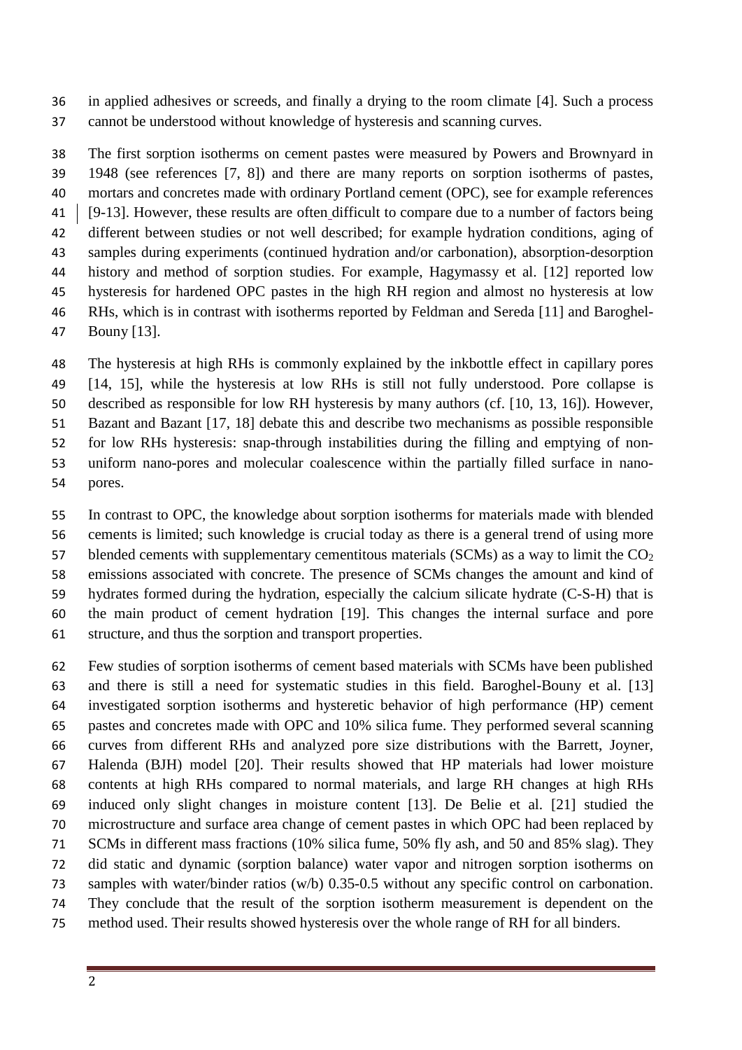in applied adhesives or screeds, and finally a drying to the room climate [4]. Such a process cannot be understood without knowledge of hysteresis and scanning curves.

The first sorption isotherms on cement pastes were measured by Powers and Brownyard in 1948 (see references [7, 8]) and there are many reports on sorption isotherms of pastes, mortars and concretes made with ordinary Portland cement (OPC), see for example references [9-13]. However, these results are often difficult to compare due to a number of factors being different between studies or not well described; for example hydration conditions, aging of samples during experiments (continued hydration and/or carbonation), absorption-desorption history and method of sorption studies. For example, Hagymassy et al. [12] reported low hysteresis for hardened OPC pastes in the high RH region and almost no hysteresis at low RHs, which is in contrast with isotherms reported by Feldman and Sereda [11] and Baroghel-Bouny [13].

The hysteresis at high RHs is commonly explained by the inkbottle effect in capillary pores [14, 15], while the hysteresis at low RHs is still not fully understood. Pore collapse is described as responsible for low RH hysteresis by many authors (cf. [10, 13, 16]). However, Bazant and Bazant [17, 18] debate this and describe two mechanisms as possible responsible for low RHs hysteresis: snap-through instabilities during the filling and emptying of non-uniform nano-pores and molecular coalescence within the partially filled surface in nano-pores.

In contrast to OPC, the knowledge about sorption isotherms for materials made with blended cements is limited; such knowledge is crucial today as there is a general trend of using more blended cements with supplementary cementitous materials (SCMs) as a way to limit the $CO_2$ emissions associated with concrete. The presence of SCMs changes the amount and kind of hydrates formed during the hydration, especially the calcium silicate hydrate (C-S-H) that is the main product of cement hydration [19]. This changes the internal surface and pore structure, and thus the sorption and transport properties.

Few studies of sorption isotherms of cement based materials with SCMs have been published and there is still a need for systematic studies in this field. Baroghel-Bouny et al. [13] investigated sorption isotherms and hysteretic behavior of high performance (HP) cement pastes and concretes made with OPC and 10% silica fume. They performed several scanning curves from different RHs and analyzed pore size distributions with the Barrett, Joyner, Halenda (BJH) model [20]. Their results showed that HP materials had lower moisture contents at high RHs compared to normal materials, and large RH changes at high RHs induced only slight changes in moisture content [13]. De Belie et al. [21] studied the microstructure and surface area change of cement pastes in which OPC had been replaced by SCMs in different mass fractions (10% silica fume, 50% fly ash, and 50 and 85% slag). They did static and dynamic (sorption balance) water vapor and nitrogen sorption isotherms on samples with water/binder ratios (w/b) 0.35-0.5 without any specific control on carbonation. They conclude that the result of the sorption isotherm measurement is dependent on the method used. Their results showed hysteresis over the whole range of RH for all binders.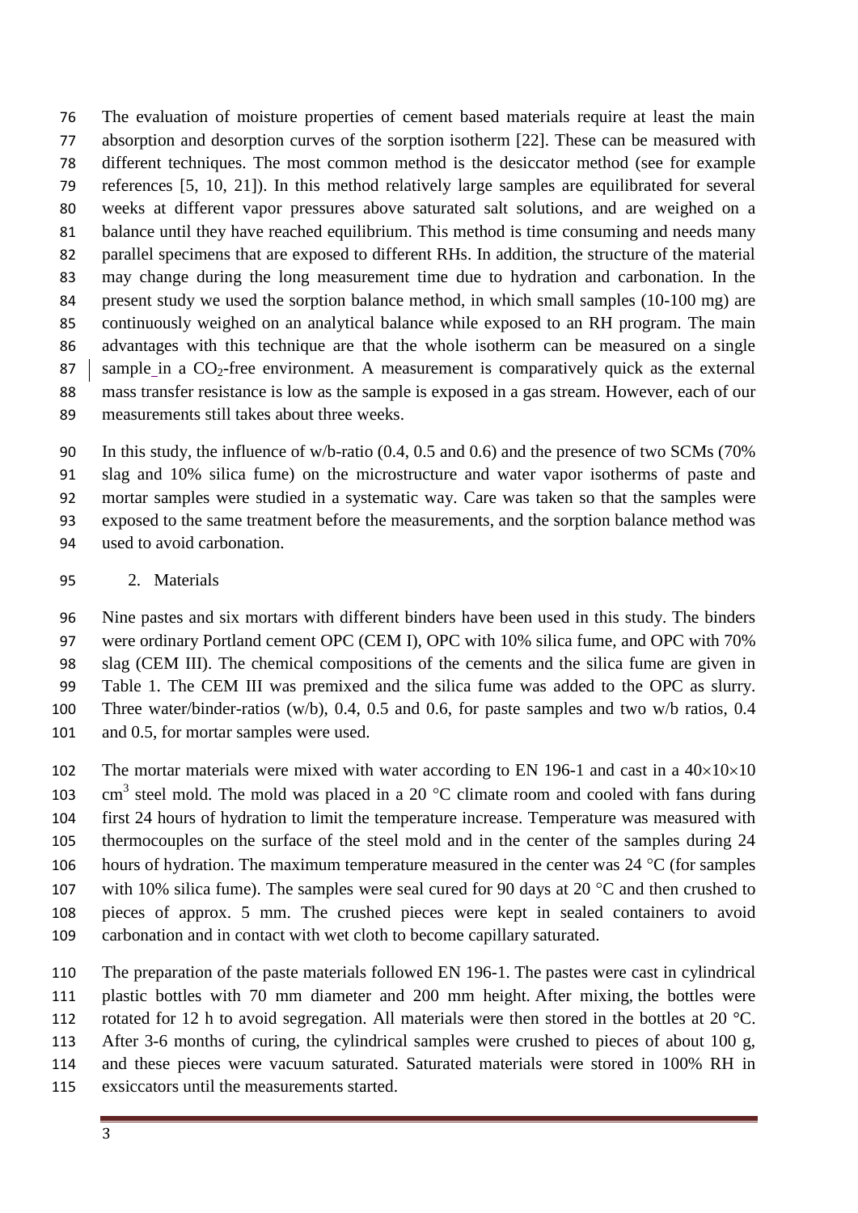The evaluation of moisture properties of cement based materials require at least the main absorption and desorption curves of the sorption isotherm [22]. These can be measured with different techniques. The most common method is the desiccator method (see for example references [5, 10, 21]). In this method relatively large samples are equilibrated for several weeks at different vapor pressures above saturated salt solutions, and are weighed on a balance until they have reached equilibrium. This method is time consuming and needs many parallel specimens that are exposed to different RHs. In addition, the structure of the material may change during the long measurement time due to hydration and carbonation. In the present study we used the sorption balance method, in which small samples (10-100 mg) are continuously weighed on an analytical balance while exposed to an RH program. The main advantages with this technique are that the whole isotherm can be measured on a single sample in a $CO_2$-free environment. A measurement is comparatively quick as the external mass transfer resistance is low as the sample is exposed in a gas stream. However, each of our measurements still takes about three weeks.

In this study, the influence of w/b-ratio (0.4, 0.5 and 0.6) and the presence of two SCMs (70% slag and 10% silica fume) on the microstructure and water vapor isotherms of paste and mortar samples were studied in a systematic way. Care was taken so that the samples were exposed to the same treatment before the measurements, and the sorption balance method was used to avoid carbonation.

## 2. Materials

Nine pastes and six mortars with different binders have been used in this study. The binders were ordinary Portland cement OPC (CEM I), OPC with 10% silica fume, and OPC with 70% slag (CEM III). The chemical compositions of the cements and the silica fume are given in Table 1. The CEM III was premixed and the silica fume was added to the OPC as slurry. Three water/binder-ratios (w/b), 0.4, 0.5 and 0.6, for paste samples and two w/b ratios, 0.4 and 0.5, for mortar samples were used.

The mortar materials were mixed with water according to EN 196-1 and cast in a $40\times10\times10$ $cm^3$ steel mold. The mold was placed in a 20 °C climate room and cooled with fans during first 24 hours of hydration to limit the temperature increase. Temperature was measured with thermocouples on the surface of the steel mold and in the center of the samples during 24 hours of hydration. The maximum temperature measured in the center was 24 °C (for samples with 10% silica fume). The samples were seal cured for 90 days at 20 °C and then crushed to pieces of approx. 5 mm. The crushed pieces were kept in sealed containers to avoid carbonation and in contact with wet cloth to become capillary saturated.

The preparation of the paste materials followed EN 196-1. The pastes were cast in cylindrical plastic bottles with 70 mm diameter and 200 mm height. After mixing, the bottles were rotated for 12 h to avoid segregation. All materials were then stored in the bottles at 20 °C. After 3-6 months of curing, the cylindrical samples were crushed to pieces of about 100 g, and these pieces were vacuum saturated. Saturated materials were stored in 100% RH in exsiccators until the measurements started.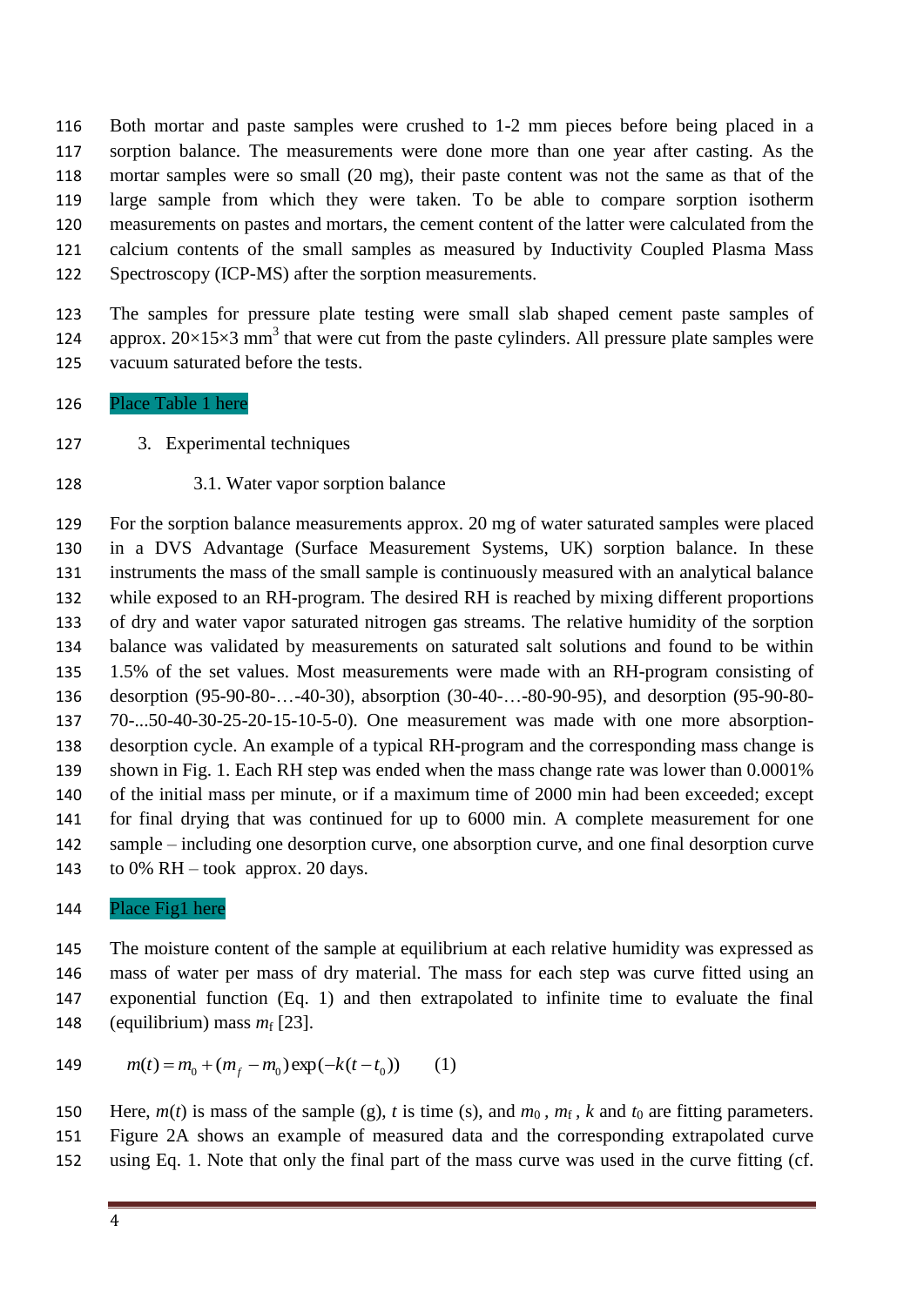Both mortar and paste samples were crushed to 1-2 mm pieces before being placed in a sorption balance. The measurements were done more than one year after casting. As the mortar samples were so small (20 mg), their paste content was not the same as that of the large sample from which they were taken. To be able to compare sorption isotherm measurements on pastes and mortars, the cement content of the latter were calculated from the calcium contents of the small samples as measured by Inductivity Coupled Plasma Mass Spectroscopy (ICP-MS) after the sorption measurements.

The samples for pressure plate testing were small slab shaped cement paste samples of approx. 20×15×3 $mm^3$ that were cut from the paste cylinders. All pressure plate samples were vacuum saturated before the tests.

Place Table 1 here

## 3. Experimental techniques

### 3.1. Water vapor sorption balance

For the sorption balance measurements approx. 20 mg of water saturated samples were placed in a DVS Advantage (Surface Measurement Systems, UK) sorption balance. In these instruments the mass of the small sample is continuously measured with an analytical balance while exposed to an RH-program. The desired RH is reached by mixing different proportions of dry and water vapor saturated nitrogen gas streams. The relative humidity of the sorption balance was validated by measurements on saturated salt solutions and found to be within 1.5% of the set values. Most measurements were made with an RH-program consisting of desorption (95-90-80-…-40-30), absorption (30-40-…-80-90-95), and desorption (95-90-80-70-...50-40-30-25-20-15-10-5-0). One measurement was made with one more absorption-desorption cycle. An example of a typical RH-program and the corresponding mass change is shown in Fig. 1. Each RH step was ended when the mass change rate was lower than 0.0001% of the initial mass per minute, or if a maximum time of 2000 min had been exceeded; except for final drying that was continued for up to 6000 min. A complete measurement for one sample – including one desorption curve, one absorption curve, and one final desorption curve to 0% RH – took approx. 20 days.

Place Fig1 here

The moisture content of the sample at equilibrium at each relative humidity was expressed as mass of water per mass of dry material. The mass for each step was curve fitted using an exponential function (Eq. 1) and then extrapolated to infinite time to evaluate the final (equilibrium) mass $m_f$ [23].

$$m(t) = m_0 + (m_f - m_0)\exp(-k(t - t_0)) \qquad (1)$$

Here, $m(t)$ is mass of the sample (g), $t$ is time (s), and $m_0$, $m_f$, $k$ and $t_0$ are fitting parameters. Figure 2A shows an example of measured data and the corresponding extrapolated curve using Eq. 1. Note that only the final part of the mass curve was used in the curve fitting (cf.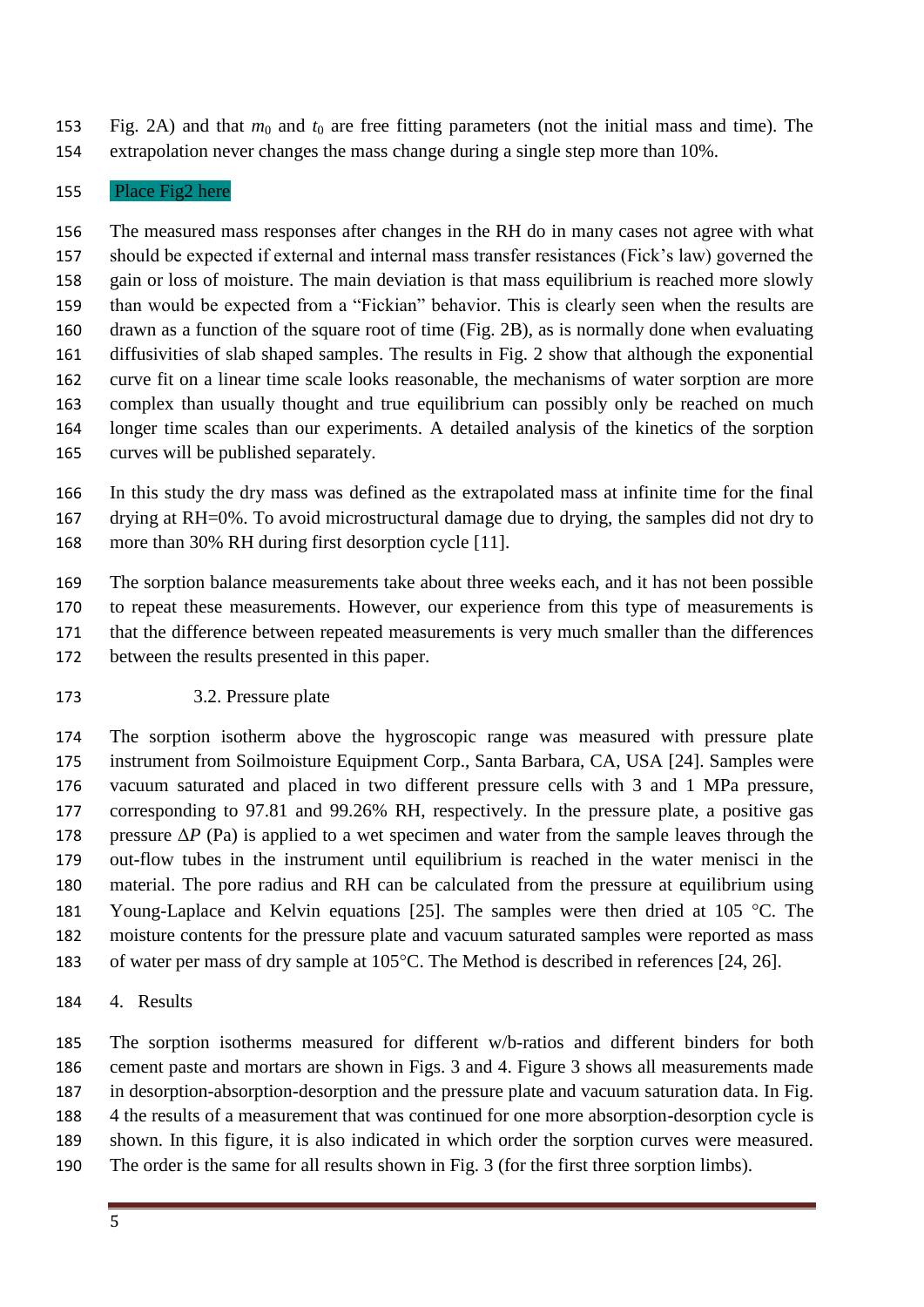Fig. 2A) and that $m_0$ and $t_0$ are free fitting parameters (not the initial mass and time). The extrapolation never changes the mass change during a single step more than 10%.

Place Fig2 here

The measured mass responses after changes in the RH do in many cases not agree with what should be expected if external and internal mass transfer resistances (Fick's law) governed the gain or loss of moisture. The main deviation is that mass equilibrium is reached more slowly than would be expected from a "Fickian" behavior. This is clearly seen when the results are drawn as a function of the square root of time (Fig. 2B), as is normally done when evaluating diffusivities of slab shaped samples. The results in Fig. 2 show that although the exponential curve fit on a linear time scale looks reasonable, the mechanisms of water sorption are more complex than usually thought and true equilibrium can possibly only be reached on much longer time scales than our experiments. A detailed analysis of the kinetics of the sorption curves will be published separately.

In this study the dry mass was defined as the extrapolated mass at infinite time for the final drying at RH=0%. To avoid microstructural damage due to drying, the samples did not dry to more than 30% RH during first desorption cycle [11].

The sorption balance measurements take about three weeks each, and it has not been possible to repeat these measurements. However, our experience from this type of measurements is that the difference between repeated measurements is very much smaller than the differences between the results presented in this paper.

### 3.2. Pressure plate

The sorption isotherm above the hygroscopic range was measured with pressure plate instrument from Soilmoisture Equipment Corp., Santa Barbara, CA, USA [24]. Samples were vacuum saturated and placed in two different pressure cells with 3 and 1 MPa pressure, corresponding to 97.81 and 99.26% RH, respectively. In the pressure plate, a positive gas pressure $\Delta P$ (Pa) is applied to a wet specimen and water from the sample leaves through the out-flow tubes in the instrument until equilibrium is reached in the water menisci in the material. The pore radius and RH can be calculated from the pressure at equilibrium using Young-Laplace and Kelvin equations [25]. The samples were then dried at 105 °C. The moisture contents for the pressure plate and vacuum saturated samples were reported as mass of water per mass of dry sample at 105°C. The Method is described in references [24, 26].

## 4. Results

The sorption isotherms measured for different w/b-ratios and different binders for both cement paste and mortars are shown in Figs. 3 and 4. Figure 3 shows all measurements made in desorption-absorption-desorption and the pressure plate and vacuum saturation data. In Fig. 4 the results of a measurement that was continued for one more absorption-desorption cycle is shown. In this figure, it is also indicated in which order the sorption curves were measured. The order is the same for all results shown in Fig. 3 (for the first three sorption limbs).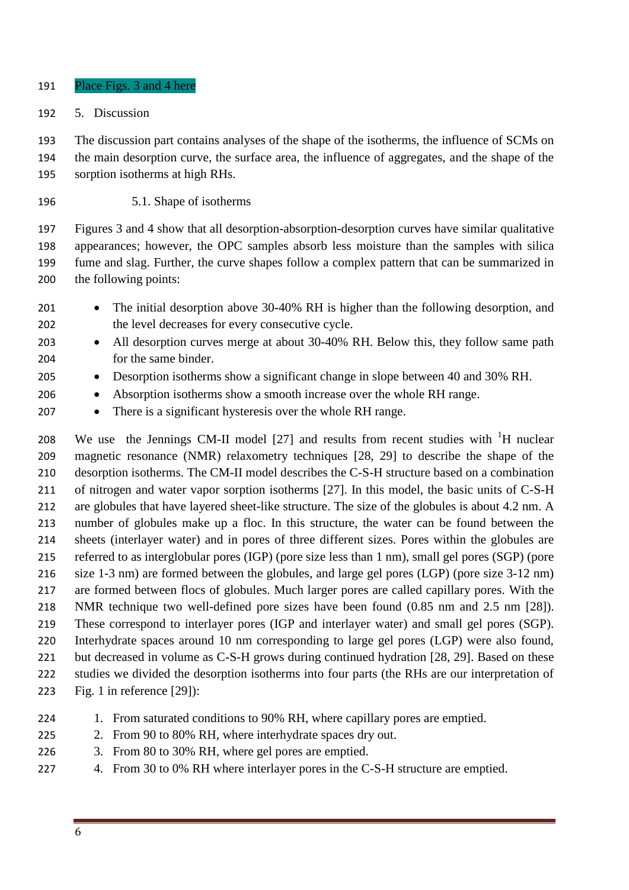Place Figs. 3 and 4 here

## 5. Discussion

The discussion part contains analyses of the shape of the isotherms, the influence of SCMs on the main desorption curve, the surface area, the influence of aggregates, and the shape of the sorption isotherms at high RHs.

### 5.1. Shape of isotherms

Figures 3 and 4 show that all desorption-absorption-desorption curves have similar qualitative appearances; however, the OPC samples absorb less moisture than the samples with silica fume and slag. Further, the curve shapes follow a complex pattern that can be summarized in the following points:

- The initial desorption above 30-40% RH is higher than the following desorption, and the level decreases for every consecutive cycle.
- All desorption curves merge at about 30-40% RH. Below this, they follow same path for the same binder.
- Desorption isotherms show a significant change in slope between 40 and 30% RH.
- Absorption isotherms show a smooth increase over the whole RH range.
- There is a significant hysteresis over the whole RH range.

We use the Jennings CM-II model [27] and results from recent studies with $^1$H nuclear magnetic resonance (NMR) relaxometry techniques [28, 29] to describe the shape of the desorption isotherms. The CM-II model describes the C-S-H structure based on a combination of nitrogen and water vapor sorption isotherms [27]. In this model, the basic units of C-S-H are globules that have layered sheet-like structure. The size of the globules is about 4.2 nm. A number of globules make up a floc. In this structure, the water can be found between the sheets (interlayer water) and in pores of three different sizes. Pores within the globules are referred to as interglobular pores (IGP) (pore size less than 1 nm), small gel pores (SGP) (pore size 1-3 nm) are formed between the globules, and large gel pores (LGP) (pore size 3-12 nm) are formed between flocs of globules. Much larger pores are called capillary pores. With the NMR technique two well-defined pore sizes have been found (0.85 nm and 2.5 nm [28]). These correspond to interlayer pores (IGP and interlayer water) and small gel pores (SGP). Interhydrate spaces around 10 nm corresponding to large gel pores (LGP) were also found, but decreased in volume as C-S-H grows during continued hydration [28, 29]. Based on these studies we divided the desorption isotherms into four parts (the RHs are our interpretation of Fig. 1 in reference [29]):

1. From saturated conditions to 90% RH, where capillary pores are emptied.
2. From 90 to 80% RH, where interhydrate spaces dry out.
3. From 80 to 30% RH, where gel pores are emptied.
4. From 30 to 0% RH where interlayer pores in the C-S-H structure are emptied.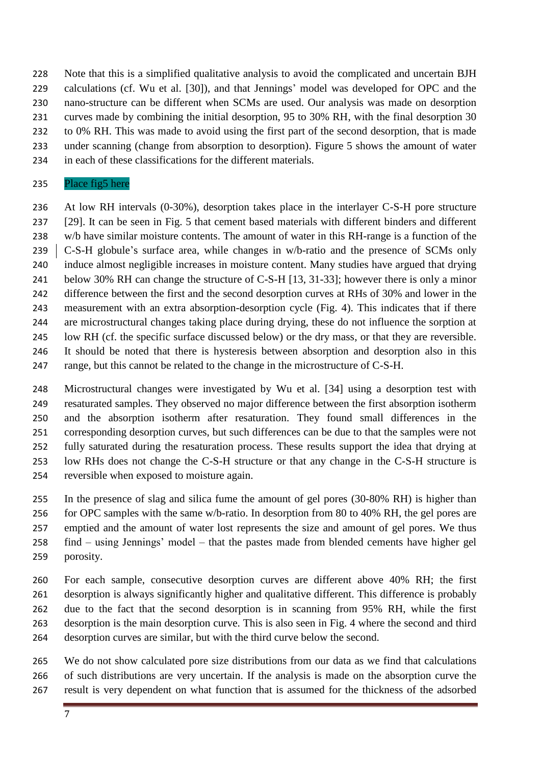Note that this is a simplified qualitative analysis to avoid the complicated and uncertain BJH calculations (cf. Wu et al. [30]), and that Jennings' model was developed for OPC and the nano-structure can be different when SCMs are used. Our analysis was made on desorption curves made by combining the initial desorption, 95 to 30% RH, with the final desorption 30 to 0% RH. This was made to avoid using the first part of the second desorption, that is made under scanning (change from absorption to desorption). Figure 5 shows the amount of water in each of these classifications for the different materials.

Place fig5 here

At low RH intervals (0-30%), desorption takes place in the interlayer C-S-H pore structure [29]. It can be seen in Fig. 5 that cement based materials with different binders and different w/b have similar moisture contents. The amount of water in this RH-range is a function of the C-S-H globule's surface area, while changes in w/b-ratio and the presence of SCMs only induce almost negligible increases in moisture content. Many studies have argued that drying below 30% RH can change the structure of C-S-H [13, 31-33]; however there is only a minor difference between the first and the second desorption curves at RHs of 30% and lower in the measurement with an extra absorption-desorption cycle (Fig. 4). This indicates that if there are microstructural changes taking place during drying, these do not influence the sorption at low RH (cf. the specific surface discussed below) or the dry mass, or that they are reversible. It should be noted that there is hysteresis between absorption and desorption also in this range, but this cannot be related to the change in the microstructure of C-S-H.

Microstructural changes were investigated by Wu et al. [34] using a desorption test with resaturated samples. They observed no major difference between the first absorption isotherm and the absorption isotherm after resaturation. They found small differences in the corresponding desorption curves, but such differences can be due to that the samples were not fully saturated during the resaturation process. These results support the idea that drying at low RHs does not change the C-S-H structure or that any change in the C-S-H structure is reversible when exposed to moisture again.

In the presence of slag and silica fume the amount of gel pores (30-80% RH) is higher than for OPC samples with the same w/b-ratio. In desorption from 80 to 40% RH, the gel pores are emptied and the amount of water lost represents the size and amount of gel pores. We thus find – using Jennings' model – that the pastes made from blended cements have higher gel porosity.

For each sample, consecutive desorption curves are different above 40% RH; the first desorption is always significantly higher and qualitative different. This difference is probably due to the fact that the second desorption is in scanning from 95% RH, while the first desorption is the main desorption curve. This is also seen in Fig. 4 where the second and third desorption curves are similar, but with the third curve below the second.

We do not show calculated pore size distributions from our data as we find that calculations of such distributions are very uncertain. If the analysis is made on the absorption curve the result is very dependent on what function that is assumed for the thickness of the adsorbed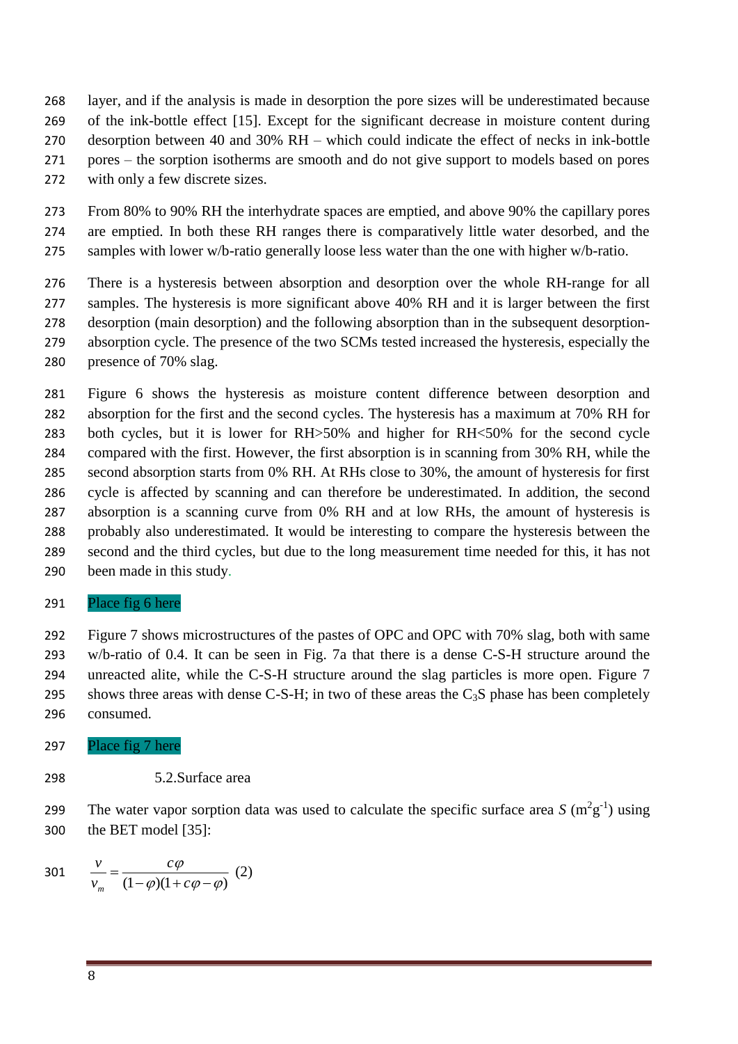layer, and if the analysis is made in desorption the pore sizes will be underestimated because of the ink-bottle effect [15]. Except for the significant decrease in moisture content during desorption between 40 and 30% RH – which could indicate the effect of necks in ink-bottle pores – the sorption isotherms are smooth and do not give support to models based on pores with only a few discrete sizes.

From 80% to 90% RH the interhydrate spaces are emptied, and above 90% the capillary pores are emptied. In both these RH ranges there is comparatively little water desorbed, and the samples with lower w/b-ratio generally loose less water than the one with higher w/b-ratio.

There is a hysteresis between absorption and desorption over the whole RH-range for all samples. The hysteresis is more significant above 40% RH and it is larger between the first desorption (main desorption) and the following absorption than in the subsequent desorption-absorption cycle. The presence of the two SCMs tested increased the hysteresis, especially the presence of 70% slag.

Figure 6 shows the hysteresis as moisture content difference between desorption and absorption for the first and the second cycles. The hysteresis has a maximum at 70% RH for both cycles, but it is lower for RH>50% and higher for RH<50% for the second cycle compared with the first. However, the first absorption is in scanning from 30% RH, while the second absorption starts from 0% RH. At RHs close to 30%, the amount of hysteresis for first cycle is affected by scanning and can therefore be underestimated. In addition, the second absorption is a scanning curve from 0% RH and at low RHs, the amount of hysteresis is probably also underestimated. It would be interesting to compare the hysteresis between the second and the third cycles, but due to the long measurement time needed for this, it has not been made in this study.

Place fig 6 here

Figure 7 shows microstructures of the pastes of OPC and OPC with 70% slag, both with same w/b-ratio of 0.4. It can be seen in Fig. 7a that there is a dense C-S-H structure around the unreacted alite, while the C-S-H structure around the slag particles is more open. Figure 7 shows three areas with dense C-S-H; in two of these areas the $C_3S$ phase has been completely consumed.

Place fig 7 here

### 5.2. Surface area

The water vapor sorption data was used to calculate the specific surface area *S* ($m^2g^{-1}$) using the BET model [35]:

$$\frac{v}{v_m} = \frac{c\varphi}{(1-\varphi)(1+c\varphi-\varphi)} \quad (2)$$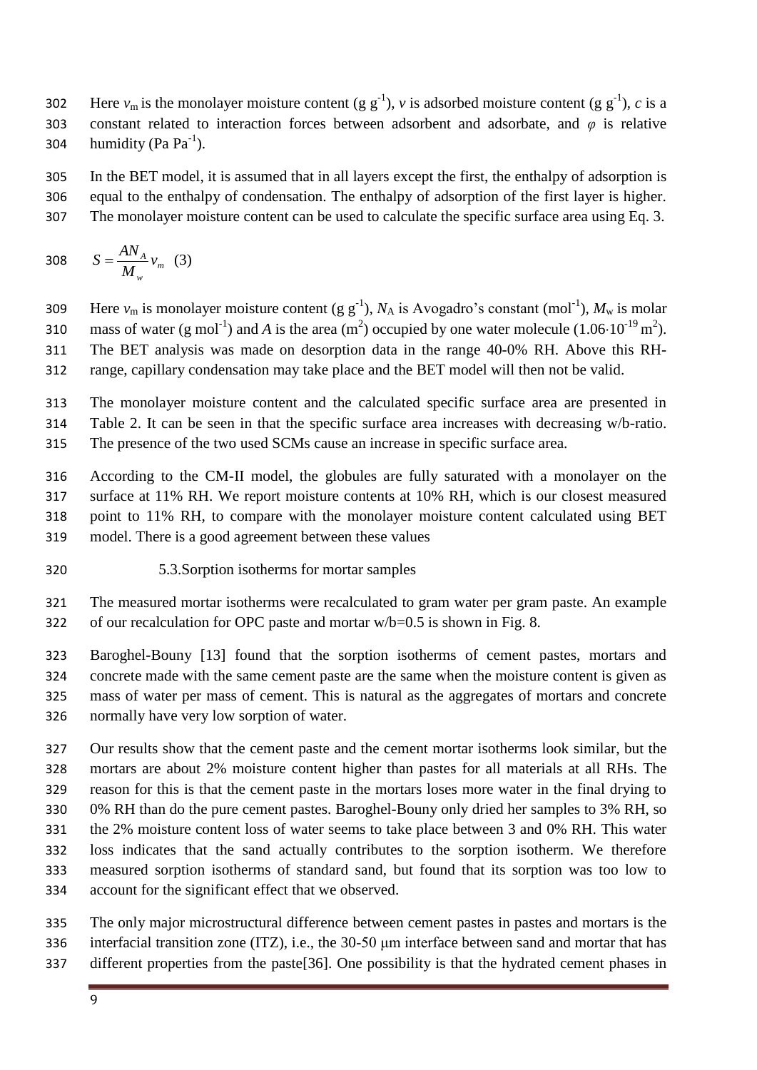Here $v_m$ is the monolayer moisture content (g g$^{-1}$), $v$ is adsorbed moisture content (g g$^{-1}$), $c$ is a constant related to interaction forces between adsorbent and adsorbate, and $\varphi$ is relative humidity (Pa Pa$^{-1}$).

In the BET model, it is assumed that in all layers except the first, the enthalpy of adsorption is equal to the enthalpy of condensation. The enthalpy of adsorption of the first layer is higher. The monolayer moisture content can be used to calculate the specific surface area using Eq. 3.

$$S = \frac{AN_A}{M_w} v_m \quad (3)$$

Here $v_m$ is monolayer moisture content (g g$^{-1}$), $N_A$ is Avogadro's constant (mol$^{-1}$), $M_w$ is molar mass of water (g mol$^{-1}$) and $A$ is the area (m$^2$) occupied by one water molecule ($1.06 \cdot 10^{-19}$ m$^2$). The BET analysis was made on desorption data in the range 40-0% RH. Above this RH-range, capillary condensation may take place and the BET model will then not be valid.

The monolayer moisture content and the calculated specific surface area are presented in Table 2. It can be seen in that the specific surface area increases with decreasing w/b-ratio. The presence of the two used SCMs cause an increase in specific surface area.

According to the CM-II model, the globules are fully saturated with a monolayer on the surface at 11% RH. We report moisture contents at 10% RH, which is our closest measured point to 11% RH, to compare with the monolayer moisture content calculated using BET model. There is a good agreement between these values

### 5.3. Sorption isotherms for mortar samples

The measured mortar isotherms were recalculated to gram water per gram paste. An example of our recalculation for OPC paste and mortar w/b=0.5 is shown in Fig. 8.

Baroghel-Bouny [13] found that the sorption isotherms of cement pastes, mortars and concrete made with the same cement paste are the same when the moisture content is given as mass of water per mass of cement. This is natural as the aggregates of mortars and concrete normally have very low sorption of water.

Our results show that the cement paste and the cement mortar isotherms look similar, but the mortars are about 2% moisture content higher than pastes for all materials at all RHs. The reason for this is that the cement paste in the mortars loses more water in the final drying to 0% RH than do the pure cement pastes. Baroghel-Bouny only dried her samples to 3% RH, so the 2% moisture content loss of water seems to take place between 3 and 0% RH. This water loss indicates that the sand actually contributes to the sorption isotherm. We therefore measured sorption isotherms of standard sand, but found that its sorption was too low to account for the significant effect that we observed.

The only major microstructural difference between cement pastes in pastes and mortars is the interfacial transition zone (ITZ), i.e., the 30-50 μm interface between sand and mortar that has different properties from the paste[36]. One possibility is that the hydrated cement phases in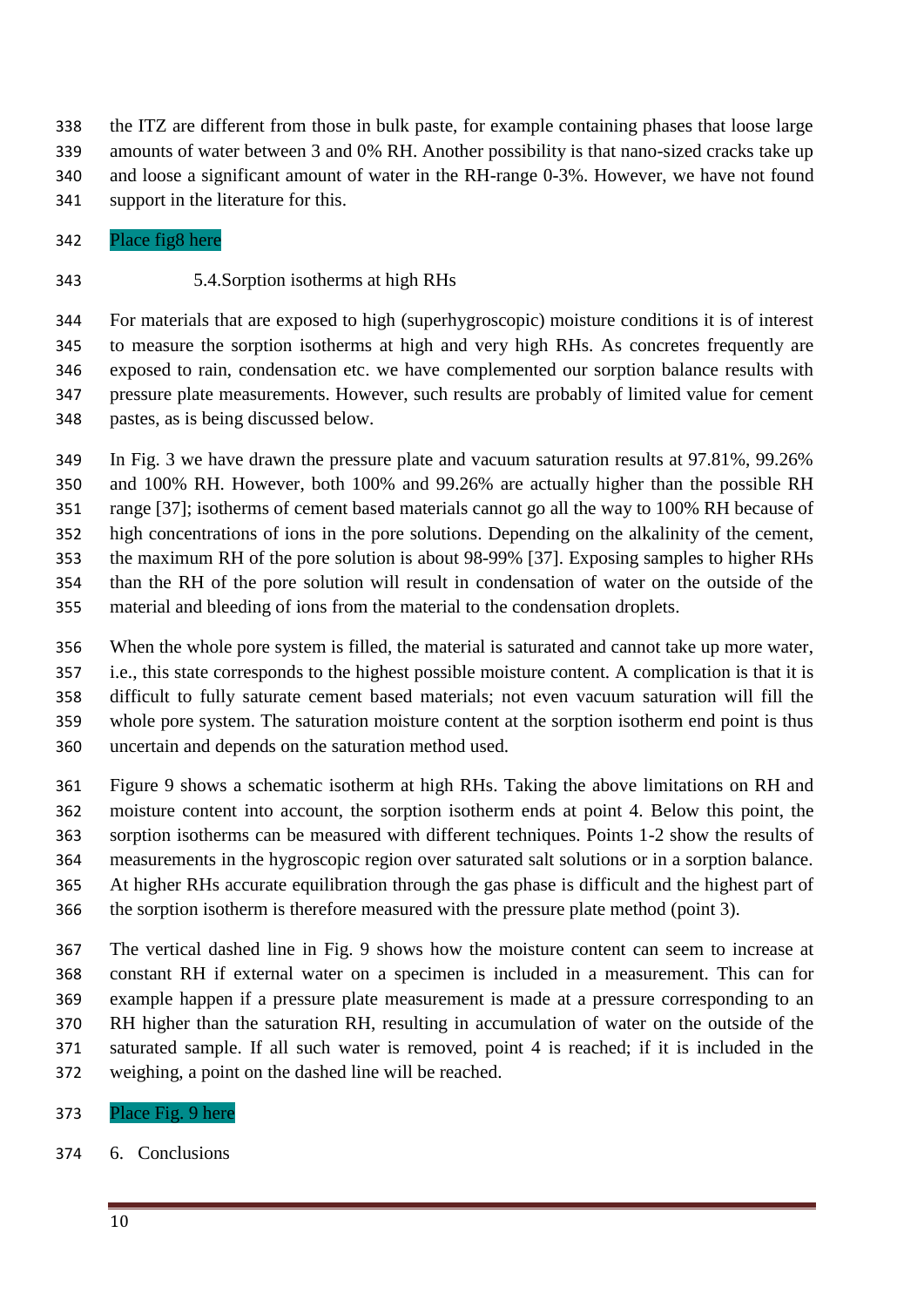the ITZ are different from those in bulk paste, for example containing phases that loose large amounts of water between 3 and 0% RH. Another possibility is that nano-sized cracks take up and loose a significant amount of water in the RH-range 0-3%. However, we have not found support in the literature for this.

Place fig8 here

### 5.4. Sorption isotherms at high RHs

For materials that are exposed to high (superhygroscopic) moisture conditions it is of interest to measure the sorption isotherms at high and very high RHs. As concretes frequently are exposed to rain, condensation etc. we have complemented our sorption balance results with pressure plate measurements. However, such results are probably of limited value for cement pastes, as is being discussed below.

In Fig. 3 we have drawn the pressure plate and vacuum saturation results at 97.81%, 99.26% and 100% RH. However, both 100% and 99.26% are actually higher than the possible RH range [37]; isotherms of cement based materials cannot go all the way to 100% RH because of high concentrations of ions in the pore solutions. Depending on the alkalinity of the cement, the maximum RH of the pore solution is about 98-99% [37]. Exposing samples to higher RHs than the RH of the pore solution will result in condensation of water on the outside of the material and bleeding of ions from the material to the condensation droplets.

When the whole pore system is filled, the material is saturated and cannot take up more water, i.e., this state corresponds to the highest possible moisture content. A complication is that it is difficult to fully saturate cement based materials; not even vacuum saturation will fill the whole pore system. The saturation moisture content at the sorption isotherm end point is thus uncertain and depends on the saturation method used.

Figure 9 shows a schematic isotherm at high RHs. Taking the above limitations on RH and moisture content into account, the sorption isotherm ends at point 4. Below this point, the sorption isotherms can be measured with different techniques. Points 1-2 show the results of measurements in the hygroscopic region over saturated salt solutions or in a sorption balance. At higher RHs accurate equilibration through the gas phase is difficult and the highest part of the sorption isotherm is therefore measured with the pressure plate method (point 3).

The vertical dashed line in Fig. 9 shows how the moisture content can seem to increase at constant RH if external water on a specimen is included in a measurement. This can for example happen if a pressure plate measurement is made at a pressure corresponding to an RH higher than the saturation RH, resulting in accumulation of water on the outside of the saturated sample. If all such water is removed, point 4 is reached; if it is included in the weighing, a point on the dashed line will be reached.

Place Fig. 9 here

## 6. Conclusions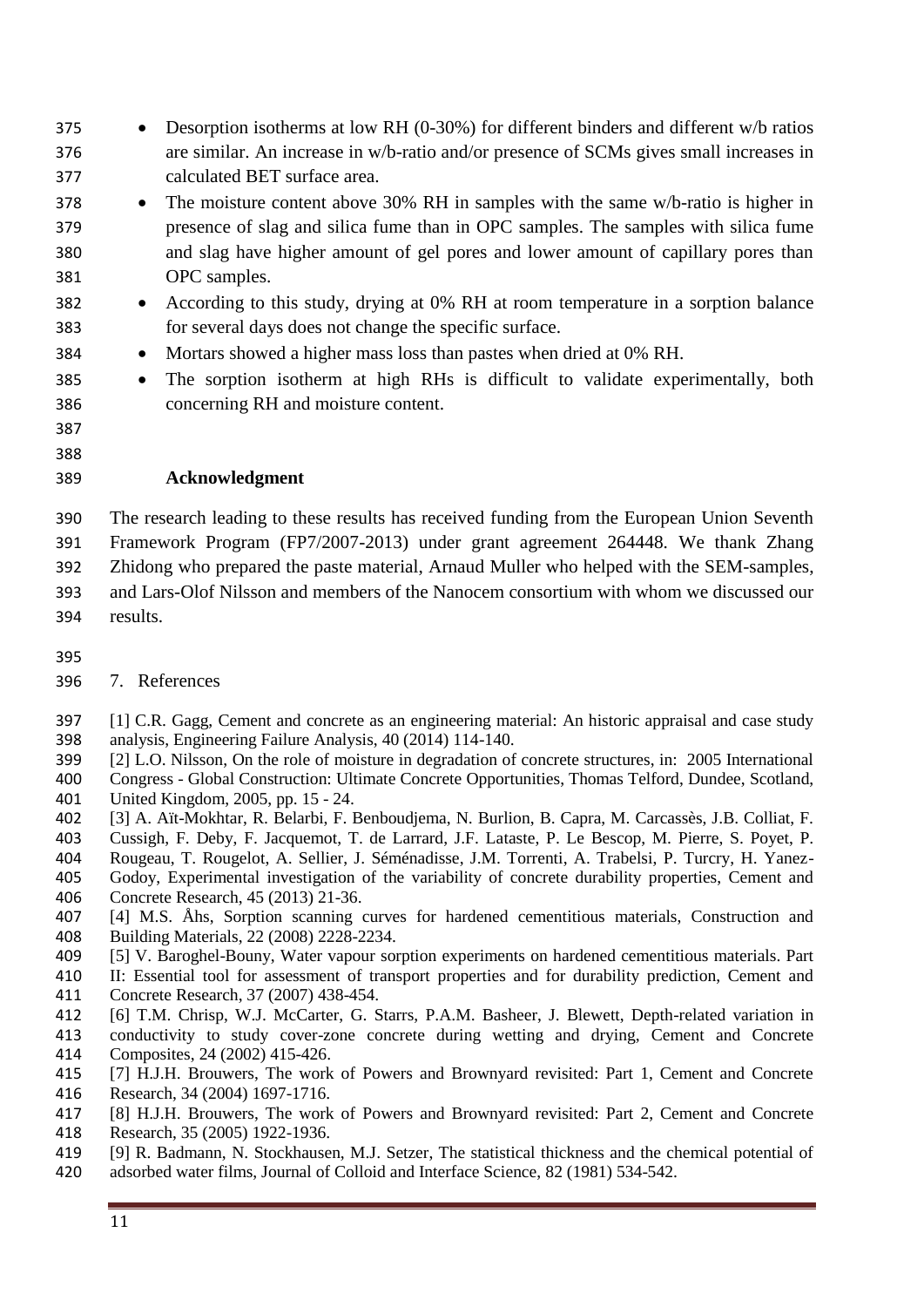- Desorption isotherms at low RH (0-30%) for different binders and different w/b ratios are similar. An increase in w/b-ratio and/or presence of SCMs gives small increases in calculated BET surface area.
- The moisture content above 30% RH in samples with the same w/b-ratio is higher in presence of slag and silica fume than in OPC samples. The samples with silica fume and slag have higher amount of gel pores and lower amount of capillary pores than OPC samples.
- According to this study, drying at 0% RH at room temperature in a sorption balance for several days does not change the specific surface.
- Mortars showed a higher mass loss than pastes when dried at 0% RH.
- The sorption isotherm at high RHs is difficult to validate experimentally, both concerning RH and moisture content.

**Acknowledgment**

The research leading to these results has received funding from the European Union Seventh Framework Program (FP7/2007-2013) under grant agreement 264448. We thank Zhang Zhidong who prepared the paste material, Arnaud Muller who helped with the SEM-samples, and Lars-Olof Nilsson and members of the Nanocem consortium with whom we discussed our results.

## 7. References

[1] C.R. Gagg, Cement and concrete as an engineering material: An historic appraisal and case study analysis, Engineering Failure Analysis, 40 (2014) 114-140.

[2] L.O. Nilsson, On the role of moisture in degradation of concrete structures, in: 2005 International Congress - Global Construction: Ultimate Concrete Opportunities, Thomas Telford, Dundee, Scotland, United Kingdom, 2005, pp. 15 - 24.

[3] A. Aït-Mokhtar, R. Belarbi, F. Benboudjema, N. Burlion, B. Capra, M. Carcassès, J.B. Colliat, F. Cussigh, F. Deby, F. Jacquemot, T. de Larrard, J.F. Lataste, P. Le Bescop, M. Pierre, S. Poyet, P. Rougeau, T. Rougelot, A. Sellier, J. Séménadisse, J.M. Torrenti, A. Trabelsi, P. Turcry, H. Yanez-Godoy, Experimental investigation of the variability of concrete durability properties, Cement and Concrete Research, 45 (2013) 21-36.

[4] M.S. Åhs, Sorption scanning curves for hardened cementitious materials, Construction and Building Materials, 22 (2008) 2228-2234.

[5] V. Baroghel-Bouny, Water vapour sorption experiments on hardened cementitious materials. Part II: Essential tool for assessment of transport properties and for durability prediction, Cement and Concrete Research, 37 (2007) 438-454.

[6] T.M. Chrisp, W.J. McCarter, G. Starrs, P.A.M. Basheer, J. Blewett, Depth-related variation in conductivity to study cover-zone concrete during wetting and drying, Cement and Concrete Composites, 24 (2002) 415-426.

[7] H.J.H. Brouwers, The work of Powers and Brownyard revisited: Part 1, Cement and Concrete Research, 34 (2004) 1697-1716.

[8] H.J.H. Brouwers, The work of Powers and Brownyard revisited: Part 2, Cement and Concrete Research, 35 (2005) 1922-1936.

[9] R. Badmann, N. Stockhausen, M.J. Setzer, The statistical thickness and the chemical potential of adsorbed water films, Journal of Colloid and Interface Science, 82 (1981) 534-542.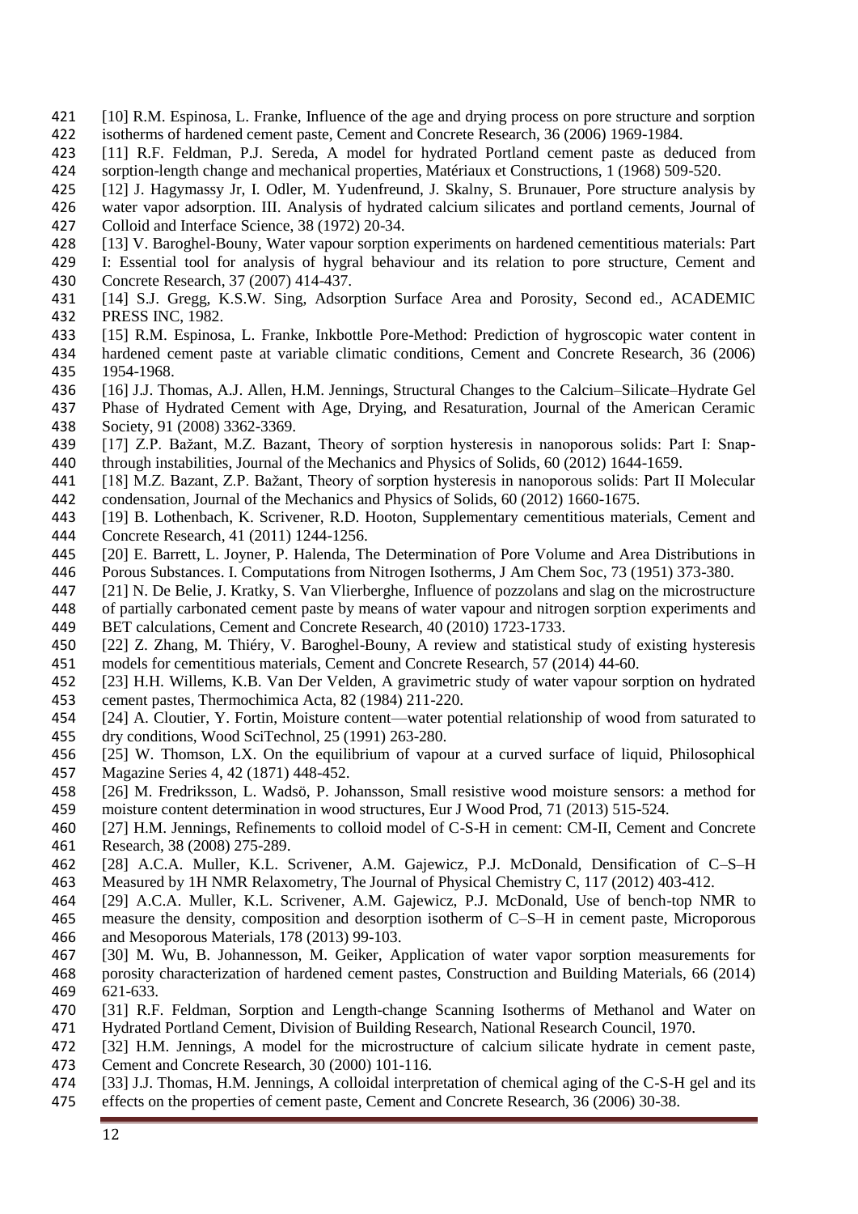[10] R.M. Espinosa, L. Franke, Influence of the age and drying process on pore structure and sorption isotherms of hardened cement paste, Cement and Concrete Research, 36 (2006) 1969-1984.

[11] R.F. Feldman, P.J. Sereda, A model for hydrated Portland cement paste as deduced from sorption-length change and mechanical properties, Matériaux et Constructions, 1 (1968) 509-520.

[12] J. Hagymassy Jr, I. Odler, M. Yudenfreund, J. Skalny, S. Brunauer, Pore structure analysis by water vapor adsorption. III. Analysis of hydrated calcium silicates and portland cements, Journal of Colloid and Interface Science, 38 (1972) 20-34.

[13] V. Baroghel-Bouny, Water vapour sorption experiments on hardened cementitious materials: Part I: Essential tool for analysis of hygral behaviour and its relation to pore structure, Cement and Concrete Research, 37 (2007) 414-437.

[14] S.J. Gregg, K.S.W. Sing, Adsorption Surface Area and Porosity, Second ed., ACADEMIC PRESS INC, 1982.

[15] R.M. Espinosa, L. Franke, Inkbottle Pore-Method: Prediction of hygroscopic water content in hardened cement paste at variable climatic conditions, Cement and Concrete Research, 36 (2006) 1954-1968.

[16] J.J. Thomas, A.J. Allen, H.M. Jennings, Structural Changes to the Calcium–Silicate–Hydrate Gel Phase of Hydrated Cement with Age, Drying, and Resaturation, Journal of the American Ceramic Society, 91 (2008) 3362-3369.

[17] Z.P. Bažant, M.Z. Bazant, Theory of sorption hysteresis in nanoporous solids: Part I: Snap-through instabilities, Journal of the Mechanics and Physics of Solids, 60 (2012) 1644-1659.

[18] M.Z. Bazant, Z.P. Bažant, Theory of sorption hysteresis in nanoporous solids: Part II Molecular condensation, Journal of the Mechanics and Physics of Solids, 60 (2012) 1660-1675.

[19] B. Lothenbach, K. Scrivener, R.D. Hooton, Supplementary cementitious materials, Cement and Concrete Research, 41 (2011) 1244-1256.

[20] E. Barrett, L. Joyner, P. Halenda, The Determination of Pore Volume and Area Distributions in Porous Substances. I. Computations from Nitrogen Isotherms, J Am Chem Soc, 73 (1951) 373-380.

[21] N. De Belie, J. Kratky, S. Van Vlierberghe, Influence of pozzolans and slag on the microstructure of partially carbonated cement paste by means of water vapour and nitrogen sorption experiments and BET calculations, Cement and Concrete Research, 40 (2010) 1723-1733.

[22] Z. Zhang, M. Thiéry, V. Baroghel-Bouny, A review and statistical study of existing hysteresis models for cementitious materials, Cement and Concrete Research, 57 (2014) 44-60.

[23] H.H. Willems, K.B. Van Der Velden, A gravimetric study of water vapour sorption on hydrated cement pastes, Thermochimica Acta, 82 (1984) 211-220.

[24] A. Cloutier, Y. Fortin, Moisture content—water potential relationship of wood from saturated to dry conditions, Wood SciTechnol, 25 (1991) 263-280.

[25] W. Thomson, LX. On the equilibrium of vapour at a curved surface of liquid, Philosophical Magazine Series 4, 42 (1871) 448-452.

[26] M. Fredriksson, L. Wadsö, P. Johansson, Small resistive wood moisture sensors: a method for moisture content determination in wood structures, Eur J Wood Prod, 71 (2013) 515-524.

[27] H.M. Jennings, Refinements to colloid model of C-S-H in cement: CM-II, Cement and Concrete Research, 38 (2008) 275-289.

[28] A.C.A. Muller, K.L. Scrivener, A.M. Gajewicz, P.J. McDonald, Densification of C–S–H Measured by 1H NMR Relaxometry, The Journal of Physical Chemistry C, 117 (2012) 403-412.

[29] A.C.A. Muller, K.L. Scrivener, A.M. Gajewicz, P.J. McDonald, Use of bench-top NMR to measure the density, composition and desorption isotherm of C–S–H in cement paste, Microporous and Mesoporous Materials, 178 (2013) 99-103.

[30] M. Wu, B. Johannesson, M. Geiker, Application of water vapor sorption measurements for porosity characterization of hardened cement pastes, Construction and Building Materials, 66 (2014) 621-633.

[31] R.F. Feldman, Sorption and Length-change Scanning Isotherms of Methanol and Water on Hydrated Portland Cement, Division of Building Research, National Research Council, 1970.

[32] H.M. Jennings, A model for the microstructure of calcium silicate hydrate in cement paste, Cement and Concrete Research, 30 (2000) 101-116.

[33] J.J. Thomas, H.M. Jennings, A colloidal interpretation of chemical aging of the C-S-H gel and its effects on the properties of cement paste, Cement and Concrete Research, 36 (2006) 30-38.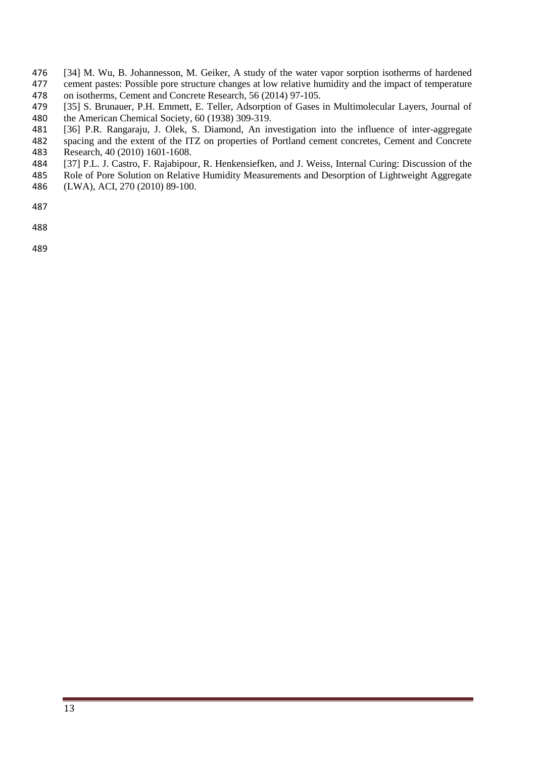[34] M. Wu, B. Johannesson, M. Geiker, A study of the water vapor sorption isotherms of hardened cement pastes: Possible pore structure changes at low relative humidity and the impact of temperature on isotherms, Cement and Concrete Research, 56 (2014) 97-105.

[35] S. Brunauer, P.H. Emmett, E. Teller, Adsorption of Gases in Multimolecular Layers, Journal of the American Chemical Society, 60 (1938) 309-319.

[36] P.R. Rangaraju, J. Olek, S. Diamond, An investigation into the influence of inter-aggregate spacing and the extent of the ITZ on properties of Portland cement concretes, Cement and Concrete Research, 40 (2010) 1601-1608.

[37] P.L. J. Castro, F. Rajabipour, R. Henkensiefken, and J. Weiss, Internal Curing: Discussion of the Role of Pore Solution on Relative Humidity Measurements and Desorption of Lightweight Aggregate (LWA), ACI, 270 (2010) 89-100.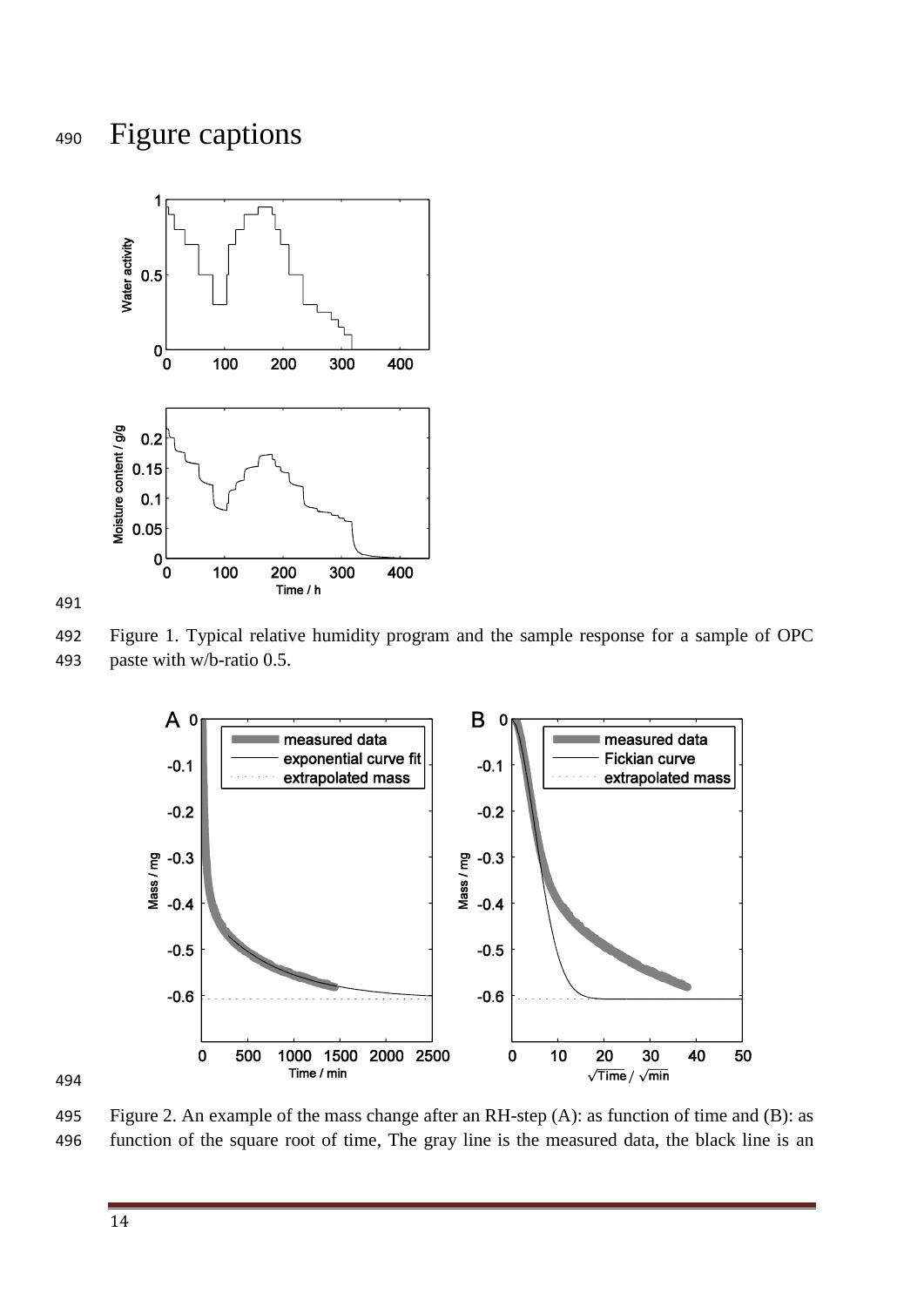# Figure captions

Figure 1. Typical relative humidity program and the sample response for a sample of OPC paste with w/b-ratio 0.5.

Figure 2. An example of the mass change after an RH-step (A): as function of time and (B): as function of the square root of time, The gray line is the measured data, the black line is an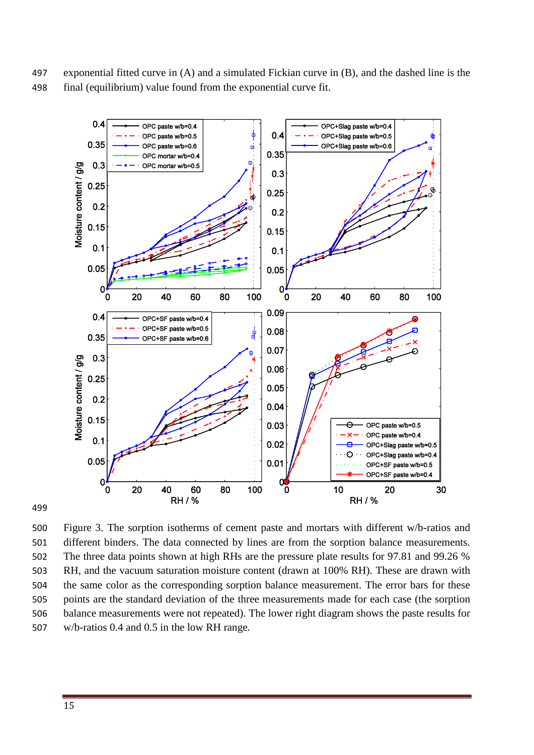exponential fitted curve in (A) and a simulated Fickian curve in (B), and the dashed line is the final (equilibrium) value found from the exponential curve fit.

Figure 3. The sorption isotherms of cement paste and mortars with different w/b-ratios and different binders. The data connected by lines are from the sorption balance measurements. The three data points shown at high RHs are the pressure plate results for 97.81 and 99.26 % RH, and the vacuum saturation moisture content (drawn at 100% RH). These are drawn with the same color as the corresponding sorption balance measurement. The error bars for these points are the standard deviation of the three measurements made for each case (the sorption balance measurements were not repeated). The lower right diagram shows the paste results for w/b-ratios 0.4 and 0.5 in the low RH range.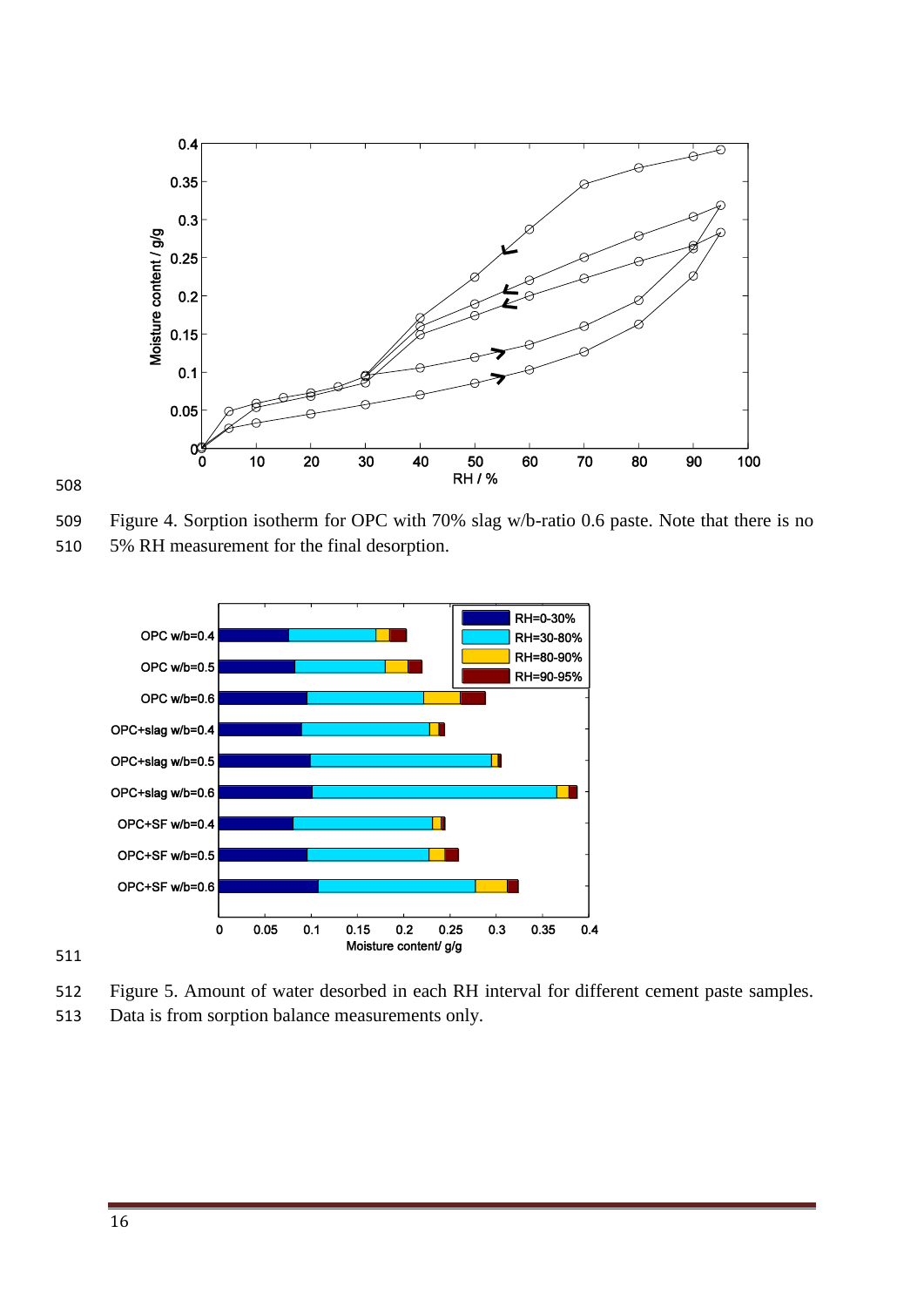Figure 4. Sorption isotherm for OPC with 70% slag w/b-ratio 0.6 paste. Note that there is no 5% RH measurement for the final desorption.

Figure 5. Amount of water desorbed in each RH interval for different cement paste samples. Data is from sorption balance measurements only.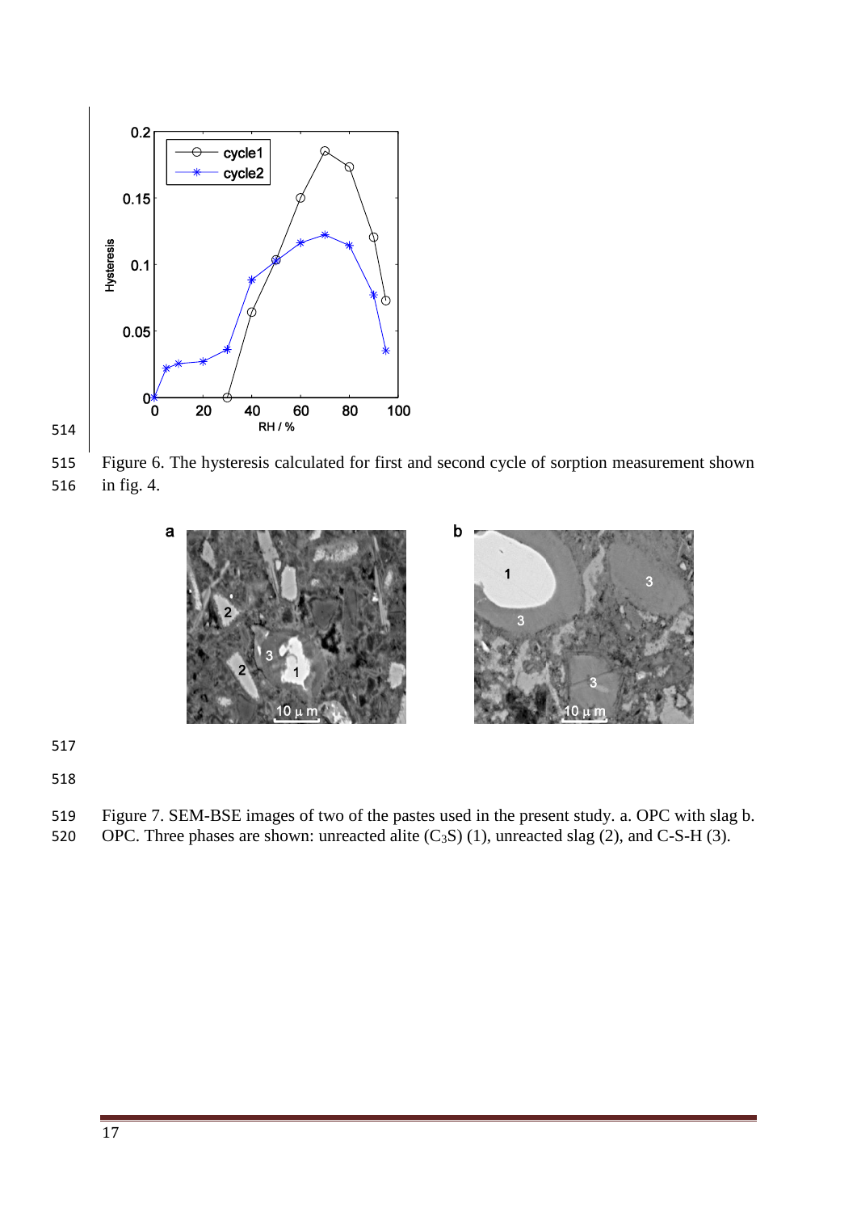Figure 6. The hysteresis calculated for first and second cycle of sorption measurement shown in fig. 4.

Figure 7. SEM-BSE images of two of the pastes used in the present study. a. OPC with slag b. OPC. Three phases are shown: unreacted alite ($C_3S$) (1), unreacted slag (2), and C-S-H (3).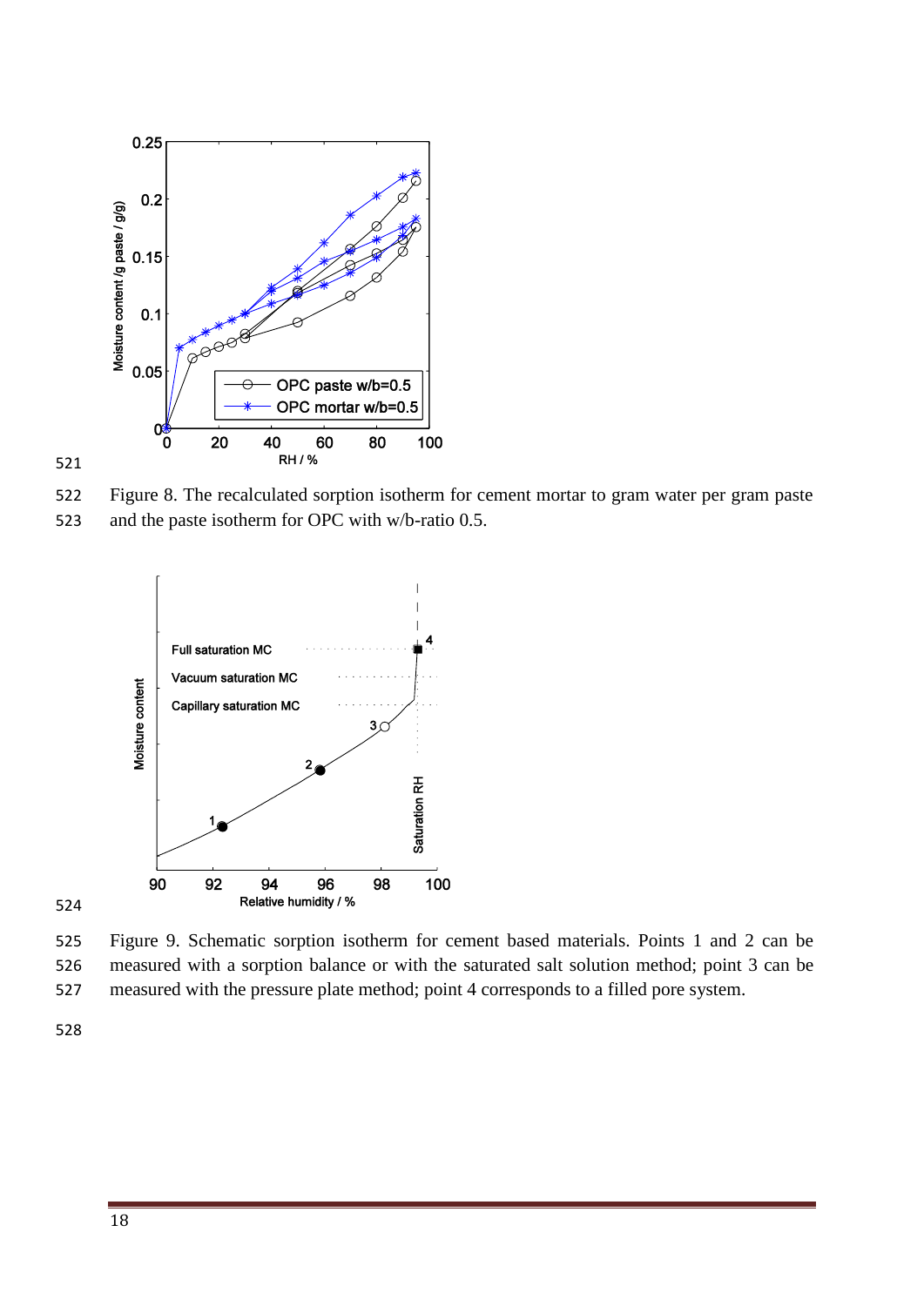Figure 8. The recalculated sorption isotherm for cement mortar to gram water per gram paste and the paste isotherm for OPC with w/b-ratio 0.5.

Figure 9. Schematic sorption isotherm for cement based materials. Points 1 and 2 can be measured with a sorption balance or with the saturated salt solution method; point 3 can be measured with the pressure plate method; point 4 corresponds to a filled pore system.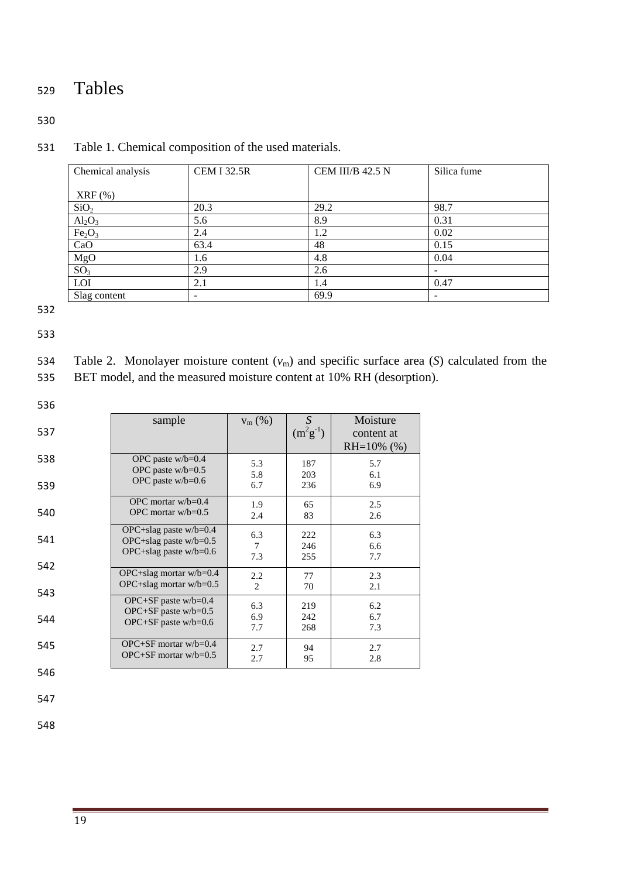# Tables

Table 1. Chemical composition of the used materials.

| Chemical analysis XRF (%) | CEM I 32.5R | CEM III/B 42.5 N | Silica fume |
|---|---|---|---|
| $SiO_2$ | 20.3 | 29.2 | 98.7 |
| $Al_2O_3$ | 5.6 | 8.9 | 0.31 |
| $Fe_2O_3$ | 2.4 | 1.2 | 0.02 |
| CaO | 63.4 | 48 | 0.15 |
| MgO | 1.6 | 4.8 | 0.04 |
| $SO_3$ | 2.9 | 2.6 | - |
| LOI | 2.1 | 1.4 | 0.47 |
| Slag content | - | 69.9 | - |

Table 2. Monolayer moisture content ($v_m$) and specific surface area ($S$) calculated from the BET model, and the measured moisture content at 10% RH (desorption).

| sample | $v_m$ (%) | $S$ ($m^2g^{-1}$) | Moisture content at RH=10% (%) |
|---|---|---|---|
| OPC paste w/b=0.4 | 5.3 | 187 | 5.7 |
| OPC paste w/b=0.5 | 5.8 | 203 | 6.1 |
| OPC paste w/b=0.6 | 6.7 | 236 | 6.9 |
| OPC mortar w/b=0.4 | 1.9 | 65 | 2.5 |
| OPC mortar w/b=0.5 | 2.4 | 83 | 2.6 |
| OPC+slag paste w/b=0.4 | 6.3 | 222 | 6.3 |
| OPC+slag paste w/b=0.5 | 7 | 246 | 6.6 |
| OPC+slag paste w/b=0.6 | 7.3 | 255 | 7.7 |
| OPC+slag mortar w/b=0.4 | 2.2 | 77 | 2.3 |
| OPC+slag mortar w/b=0.5 | 2 | 70 | 2.1 |
| OPC+SF paste w/b=0.4 | 6.3 | 219 | 6.2 |
| OPC+SF paste w/b=0.5 | 6.9 | 242 | 6.7 |
| OPC+SF paste w/b=0.6 | 7.7 | 268 | 7.3 |
| OPC+SF mortar w/b=0.4 | 2.7 | 94 | 2.7 |
| OPC+SF mortar w/b=0.5 | 2.7 | 95 | 2.8 |